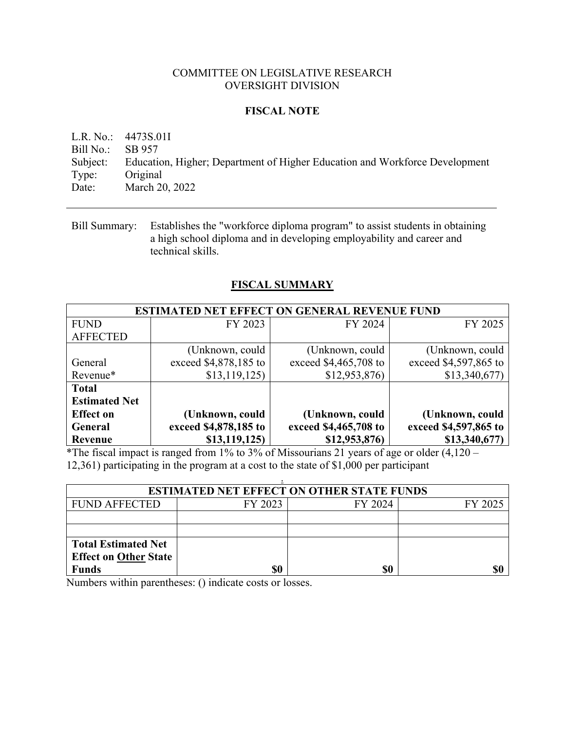COMMITTEE ON LEGISLATIVE RESEARCH
OVERSIGHT DIVISION

**FISCAL NOTE**

L.R. No.: 4473S.01I
Bill No.: SB 957
Subject: Education, Higher; Department of Higher Education and Workforce Development
Type: Original
Date: March 20, 2022

---

Bill Summary: Establishes the "workforce diploma program" to assist students in obtaining a high school diploma and in developing employability and career and technical skills.

## FISCAL SUMMARY

| ESTIMATED NET EFFECT ON GENERAL REVENUE FUND | | | |
|---|---|---|---|
| FUND AFFECTED | FY 2023 | FY 2024 | FY 2025 |
| General Revenue* | (Unknown, could exceed $4,878,185 to $13,119,125) | (Unknown, could exceed $4,465,708 to $12,953,876) | (Unknown, could exceed $4,597,865 to $13,340,677) |
| **Total Estimated Net Effect on General Revenue** | **(Unknown, could exceed $4,878,185 to $13,119,125)** | **(Unknown, could exceed $4,465,708 to $12,953,876)** | **(Unknown, could exceed $4,597,865 to $13,340,677)** |

*The fiscal impact is ranged from 1% to 3% of Missourians 21 years of age or older (4,120 – 12,361) participating in the program at a cost to the state of $1,000 per participant

| ESTIMATED NET EFFECT ON OTHER STATE FUNDS | | | |
|---|---|---|---|
| FUND AFFECTED | FY 2023 | FY 2024 | FY 2025 |
| | | | |
| | | | |
| **Total Estimated Net Effect on Other State Funds** | **$0** | **$0** | **$0** |

Numbers within parentheses: () indicate costs or losses.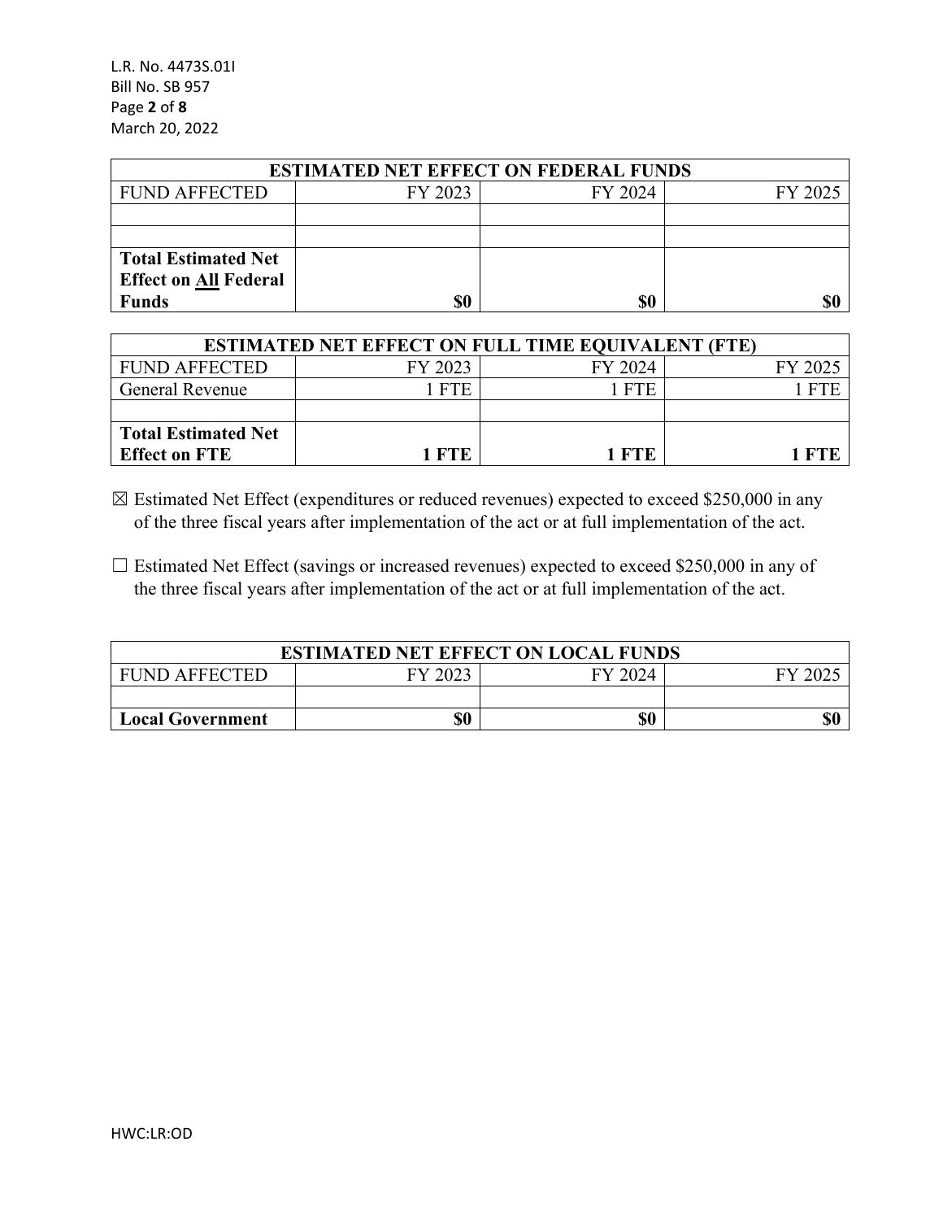| ESTIMATED NET EFFECT ON FEDERAL FUNDS | | | |
|---|---|---|---|
| FUND AFFECTED | FY 2023 | FY 2024 | FY 2025 |
| | | | |
| | | | |
| **Total Estimated Net Effect on All Federal Funds** | **$0** | **$0** | **$0** |

| ESTIMATED NET EFFECT ON FULL TIME EQUIVALENT (FTE) | | | |
|---|---|---|---|
| FUND AFFECTED | FY 2023 | FY 2024 | FY 2025 |
| General Revenue | 1 FTE | 1 FTE | 1 FTE |
| | | | |
| **Total Estimated Net Effect on FTE** | **1 FTE** | **1 FTE** | **1 FTE** |

☒ Estimated Net Effect (expenditures or reduced revenues) expected to exceed $250,000 in any of the three fiscal years after implementation of the act or at full implementation of the act.

☐ Estimated Net Effect (savings or increased revenues) expected to exceed $250,000 in any of the three fiscal years after implementation of the act or at full implementation of the act.

| ESTIMATED NET EFFECT ON LOCAL FUNDS | | | |
|---|---|---|---|
| FUND AFFECTED | FY 2023 | FY 2024 | FY 2025 |
| | | | |
| **Local Government** | **$0** | **$0** | **$0** |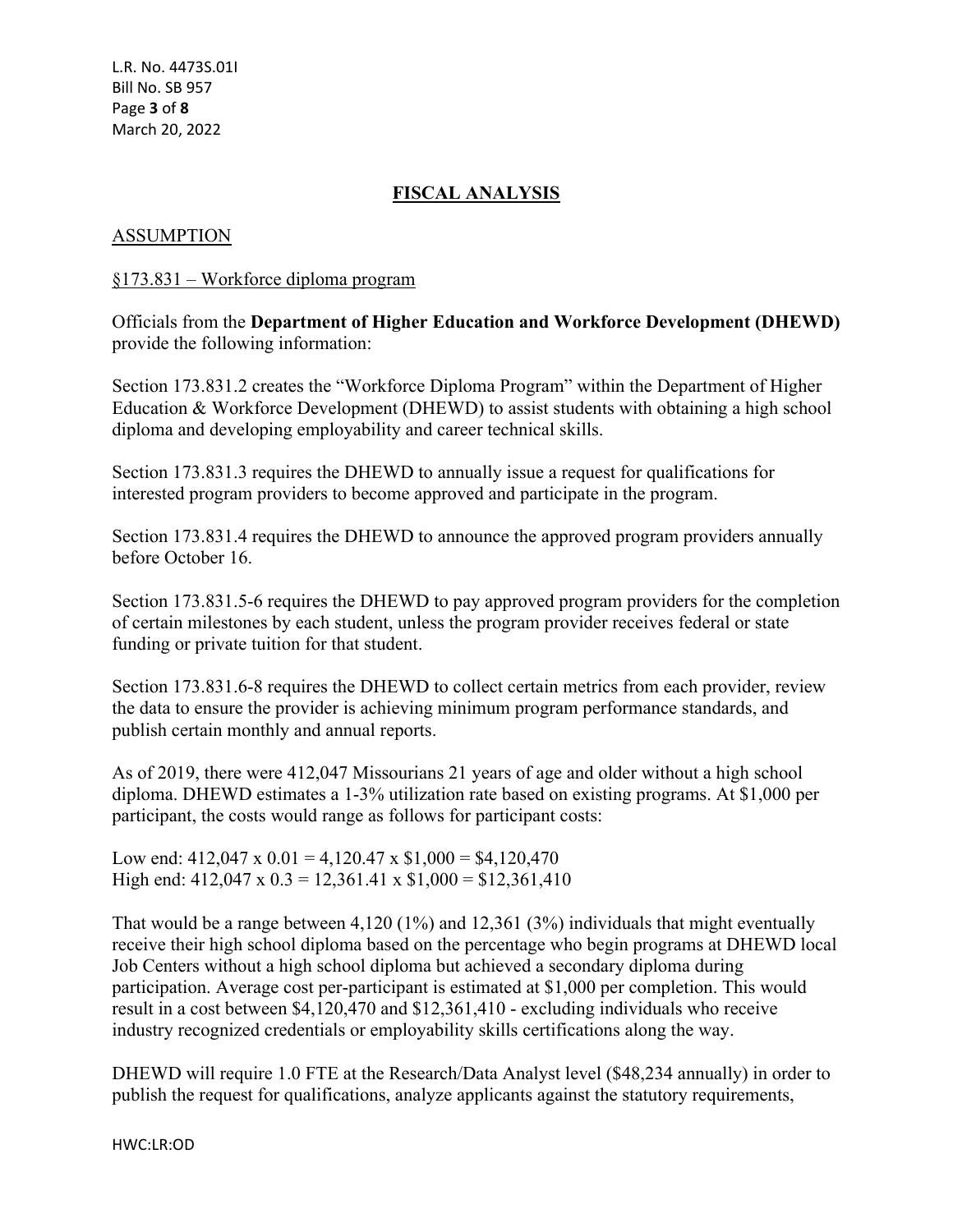## FISCAL ANALYSIS

### ASSUMPTION

§173.831 – Workforce diploma program

Officials from the **Department of Higher Education and Workforce Development (DHEWD)** provide the following information:

Section 173.831.2 creates the "Workforce Diploma Program" within the Department of Higher Education & Workforce Development (DHEWD) to assist students with obtaining a high school diploma and developing employability and career technical skills.

Section 173.831.3 requires the DHEWD to annually issue a request for qualifications for interested program providers to become approved and participate in the program.

Section 173.831.4 requires the DHEWD to announce the approved program providers annually before October 16.

Section 173.831.5-6 requires the DHEWD to pay approved program providers for the completion of certain milestones by each student, unless the program provider receives federal or state funding or private tuition for that student.

Section 173.831.6-8 requires the DHEWD to collect certain metrics from each provider, review the data to ensure the provider is achieving minimum program performance standards, and publish certain monthly and annual reports.

As of 2019, there were 412,047 Missourians 21 years of age and older without a high school diploma. DHEWD estimates a 1-3% utilization rate based on existing programs. At $1,000 per participant, the costs would range as follows for participant costs:

Low end: 412,047 x 0.01 = 4,120.47 x $1,000 = $4,120,470
High end: 412,047 x 0.3 = 12,361.41 x $1,000 = $12,361,410

That would be a range between 4,120 (1%) and 12,361 (3%) individuals that might eventually receive their high school diploma based on the percentage who begin programs at DHEWD local Job Centers without a high school diploma but achieved a secondary diploma during participation. Average cost per-participant is estimated at $1,000 per completion. This would result in a cost between $4,120,470 and $12,361,410 - excluding individuals who receive industry recognized credentials or employability skills certifications along the way.

DHEWD will require 1.0 FTE at the Research/Data Analyst level ($48,234 annually) in order to publish the request for qualifications, analyze applicants against the statutory requirements,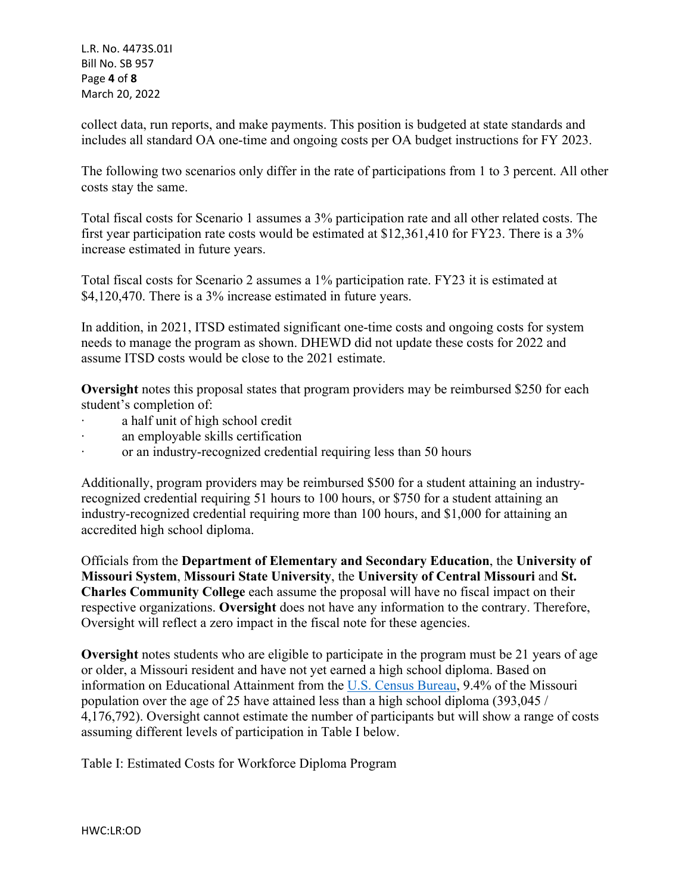collect data, run reports, and make payments. This position is budgeted at state standards and includes all standard OA one-time and ongoing costs per OA budget instructions for FY 2023.

The following two scenarios only differ in the rate of participations from 1 to 3 percent. All other costs stay the same.

Total fiscal costs for Scenario 1 assumes a 3% participation rate and all other related costs. The first year participation rate costs would be estimated at $12,361,410 for FY23. There is a 3% increase estimated in future years.

Total fiscal costs for Scenario 2 assumes a 1% participation rate. FY23 it is estimated at $4,120,470. There is a 3% increase estimated in future years.

In addition, in 2021, ITSD estimated significant one-time costs and ongoing costs for system needs to manage the program as shown. DHEWD did not update these costs for 2022 and assume ITSD costs would be close to the 2021 estimate.

**Oversight** notes this proposal states that program providers may be reimbursed $250 for each student's completion of:

- a half unit of high school credit
- an employable skills certification
- or an industry-recognized credential requiring less than 50 hours

Additionally, program providers may be reimbursed $500 for a student attaining an industry-recognized credential requiring 51 hours to 100 hours, or $750 for a student attaining an industry-recognized credential requiring more than 100 hours, and $1,000 for attaining an accredited high school diploma.

Officials from the **Department of Elementary and Secondary Education**, the **University of Missouri System**, **Missouri State University**, the **University of Central Missouri** and **St. Charles Community College** each assume the proposal will have no fiscal impact on their respective organizations. **Oversight** does not have any information to the contrary. Therefore, Oversight will reflect a zero impact in the fiscal note for these agencies.

**Oversight** notes students who are eligible to participate in the program must be 21 years of age or older, a Missouri resident and have not yet earned a high school diploma. Based on information on Educational Attainment from the U.S. Census Bureau, 9.4% of the Missouri population over the age of 25 have attained less than a high school diploma (393,045 / 4,176,792). Oversight cannot estimate the number of participants but will show a range of costs assuming different levels of participation in Table I below.

Table I: Estimated Costs for Workforce Diploma Program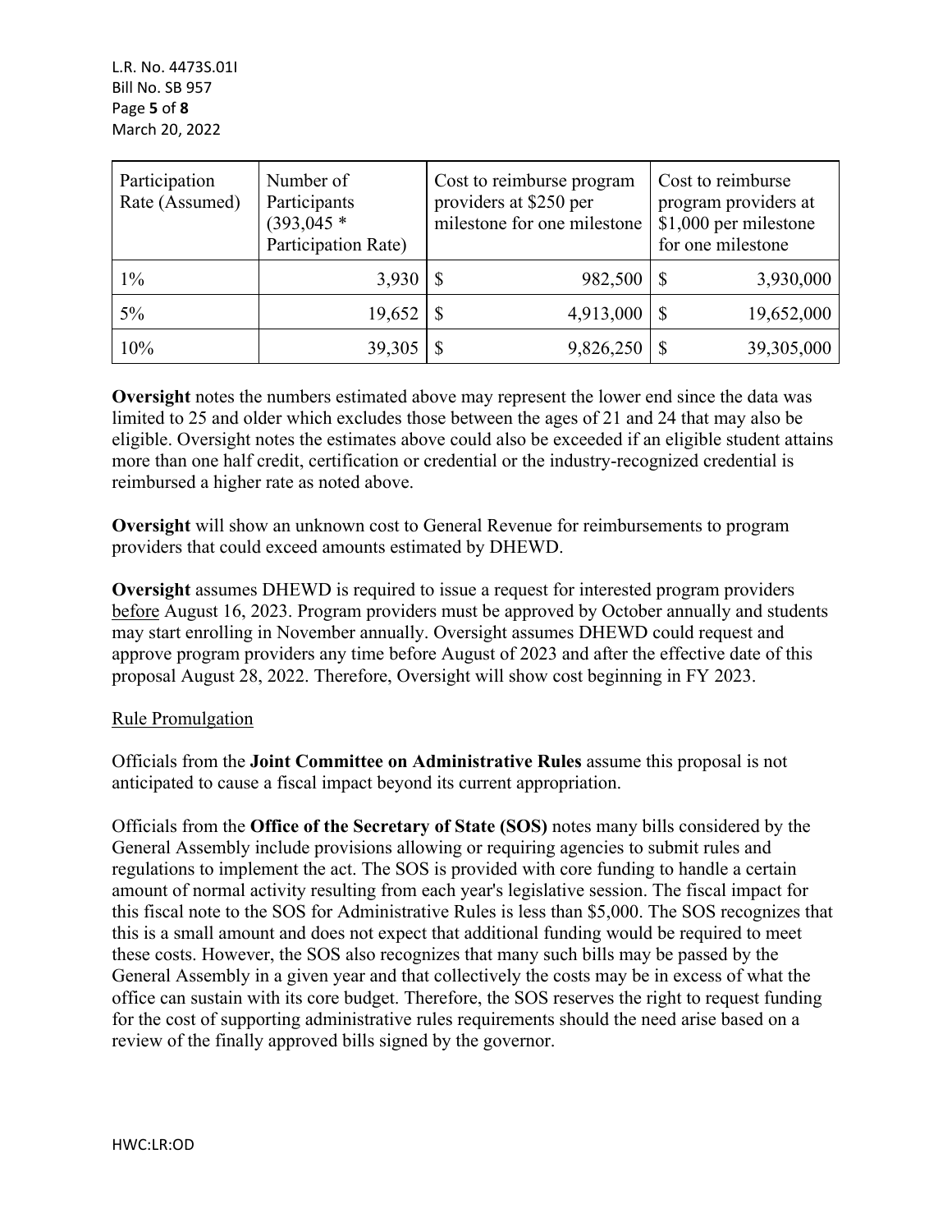| Participation Rate (Assumed) | Number of Participants (393,045 * Participation Rate) | Cost to reimburse program providers at $250 per milestone for one milestone | Cost to reimburse program providers at $1,000 per milestone for one milestone |
|---|---|---|---|
| 1% | 3,930 | $ 982,500 | $ 3,930,000 |
| 5% | 19,652 | $ 4,913,000 | $ 19,652,000 |
| 10% | 39,305 | $ 9,826,250 | $ 39,305,000 |

**Oversight** notes the numbers estimated above may represent the lower end since the data was limited to 25 and older which excludes those between the ages of 21 and 24 that may also be eligible. Oversight notes the estimates above could also be exceeded if an eligible student attains more than one half credit, certification or credential or the industry-recognized credential is reimbursed a higher rate as noted above.

**Oversight** will show an unknown cost to General Revenue for reimbursements to program providers that could exceed amounts estimated by DHEWD.

**Oversight** assumes DHEWD is required to issue a request for interested program providers before August 16, 2023. Program providers must be approved by October annually and students may start enrolling in November annually. Oversight assumes DHEWD could request and approve program providers any time before August of 2023 and after the effective date of this proposal August 28, 2022. Therefore, Oversight will show cost beginning in FY 2023.

Rule Promulgation

Officials from the **Joint Committee on Administrative Rules** assume this proposal is not anticipated to cause a fiscal impact beyond its current appropriation.

Officials from the **Office of the Secretary of State (SOS)** notes many bills considered by the General Assembly include provisions allowing or requiring agencies to submit rules and regulations to implement the act. The SOS is provided with core funding to handle a certain amount of normal activity resulting from each year's legislative session. The fiscal impact for this fiscal note to the SOS for Administrative Rules is less than $5,000. The SOS recognizes that this is a small amount and does not expect that additional funding would be required to meet these costs. However, the SOS also recognizes that many such bills may be passed by the General Assembly in a given year and that collectively the costs may be in excess of what the office can sustain with its core budget. Therefore, the SOS reserves the right to request funding for the cost of supporting administrative rules requirements should the need arise based on a review of the finally approved bills signed by the governor.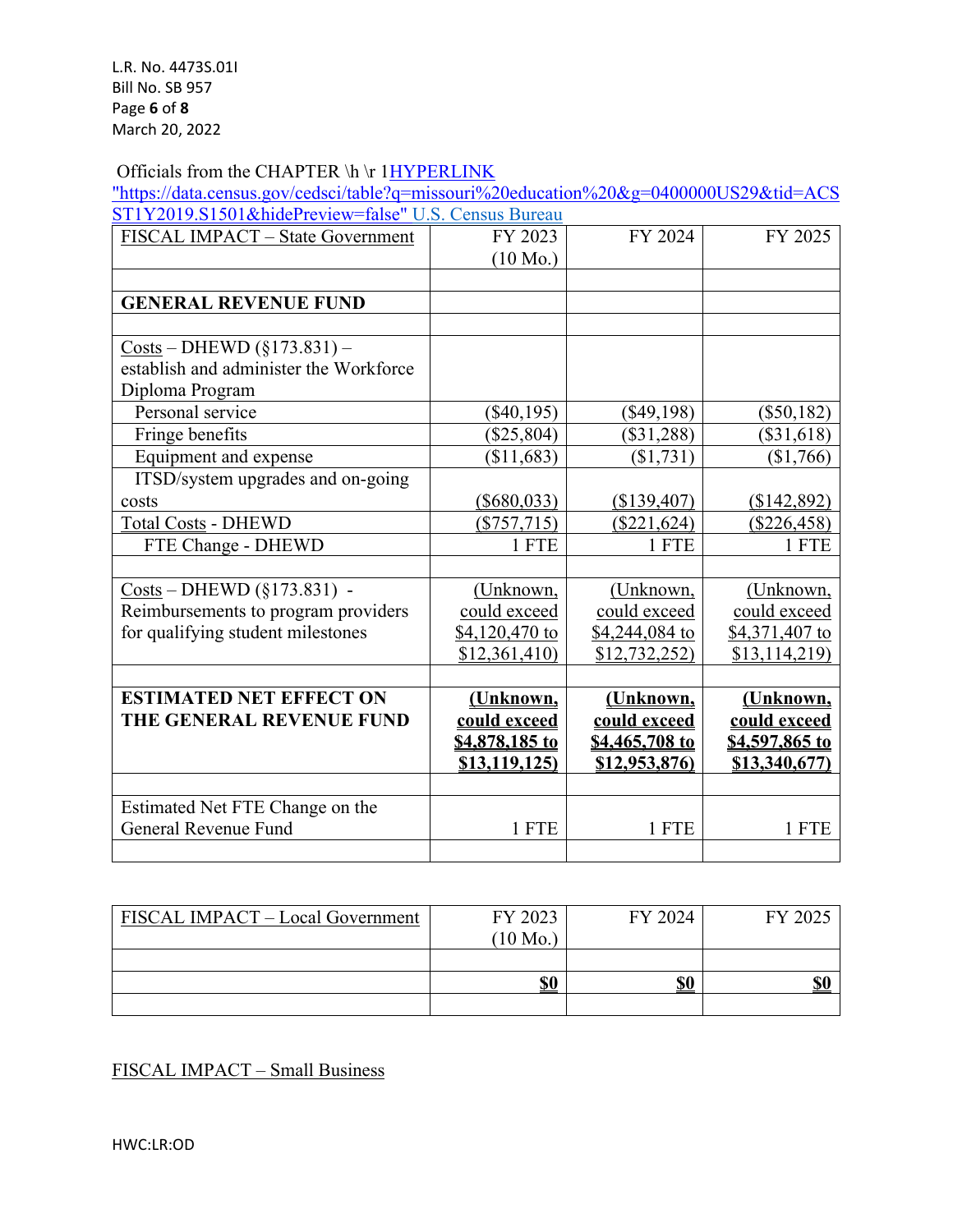Officials from the CHAPTER \h \r 1HYPERLINK "https://data.census.gov/cedsci/table?q=missouri%20education%20&g=0400000US29&tid=ACSST1Y2019.S1501&hidePreview=false" U.S. Census Bureau

| FISCAL IMPACT – State Government | FY 2023 (10 Mo.) | FY 2024 | FY 2025 |
|---|---|---|---|
| | | | |
| **GENERAL REVENUE FUND** | | | |
| | | | |
| Costs – DHEWD (§173.831) – establish and administer the Workforce Diploma Program | | | |
| Personal service | ($40,195) | ($49,198) | ($50,182) |
| Fringe benefits | ($25,804) | ($31,288) | ($31,618) |
| Equipment and expense | ($11,683) | ($1,731) | ($1,766) |
| ITSD/system upgrades and on-going costs | ($680,033) | ($139,407) | ($142,892) |
| Total Costs - DHEWD | ($757,715) | ($221,624) | ($226,458) |
| FTE Change - DHEWD | 1 FTE | 1 FTE | 1 FTE |
| | | | |
| Costs – DHEWD (§173.831) - Reimbursements to program providers for qualifying student milestones | (Unknown, could exceed $4,120,470 to $12,361,410) | (Unknown, could exceed $4,244,084 to $12,732,252) | (Unknown, could exceed $4,371,407 to $13,114,219) |
| | | | |
| **ESTIMATED NET EFFECT ON THE GENERAL REVENUE FUND** | **(Unknown, could exceed $4,878,185 to $13,119,125)** | **(Unknown, could exceed $4,465,708 to $12,953,876)** | **(Unknown, could exceed $4,597,865 to $13,340,677)** |
| | | | |
| Estimated Net FTE Change on the General Revenue Fund | 1 FTE | 1 FTE | 1 FTE |
| | | | |

| FISCAL IMPACT – Local Government | FY 2023 (10 Mo.) | FY 2024 | FY 2025 |
|---|---|---|---|
| | | | |
| | **$0** | **$0** | **$0** |
| | | | |

FISCAL IMPACT – Small Business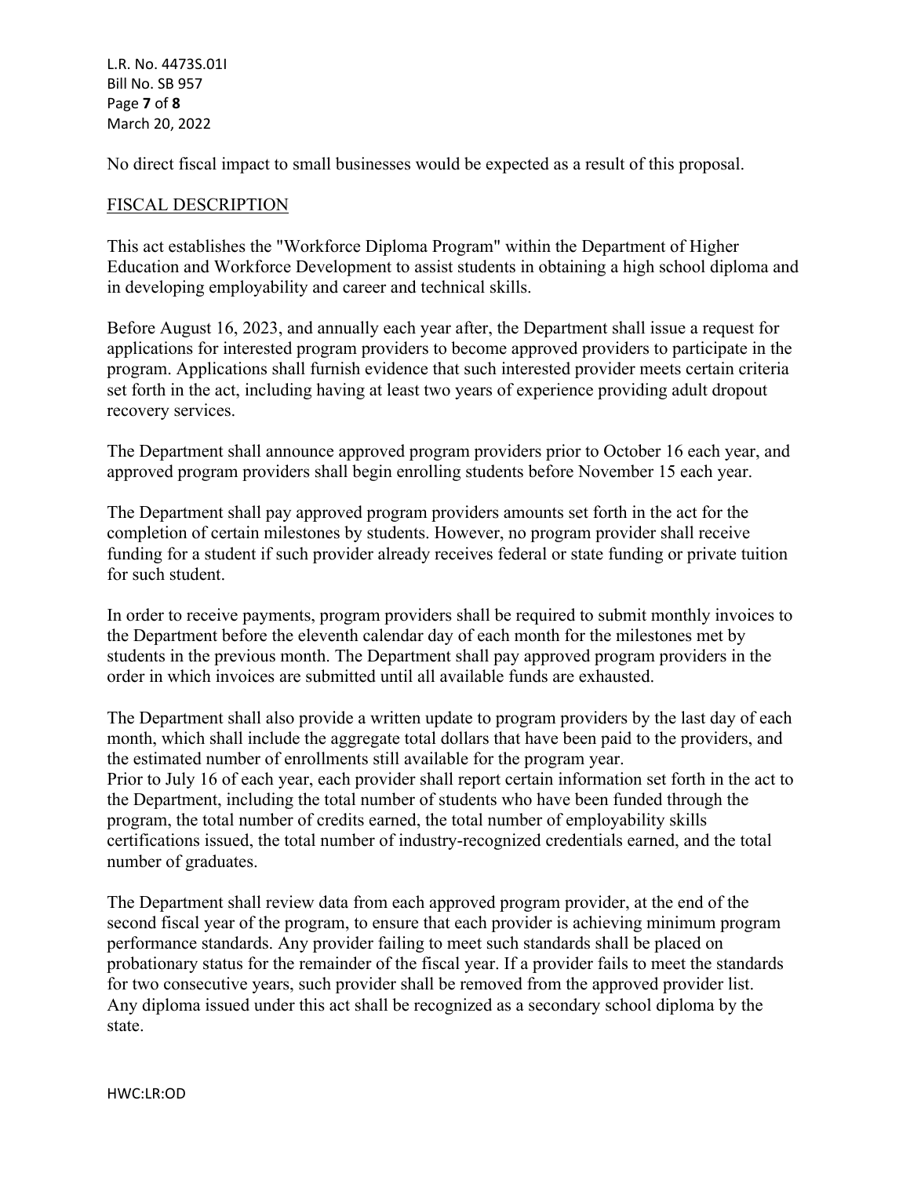No direct fiscal impact to small businesses would be expected as a result of this proposal.

## FISCAL DESCRIPTION

This act establishes the "Workforce Diploma Program" within the Department of Higher Education and Workforce Development to assist students in obtaining a high school diploma and in developing employability and career and technical skills.

Before August 16, 2023, and annually each year after, the Department shall issue a request for applications for interested program providers to become approved providers to participate in the program. Applications shall furnish evidence that such interested provider meets certain criteria set forth in the act, including having at least two years of experience providing adult dropout recovery services.

The Department shall announce approved program providers prior to October 16 each year, and approved program providers shall begin enrolling students before November 15 each year.

The Department shall pay approved program providers amounts set forth in the act for the completion of certain milestones by students. However, no program provider shall receive funding for a student if such provider already receives federal or state funding or private tuition for such student.

In order to receive payments, program providers shall be required to submit monthly invoices to the Department before the eleventh calendar day of each month for the milestones met by students in the previous month. The Department shall pay approved program providers in the order in which invoices are submitted until all available funds are exhausted.

The Department shall also provide a written update to program providers by the last day of each month, which shall include the aggregate total dollars that have been paid to the providers, and the estimated number of enrollments still available for the program year.
Prior to July 16 of each year, each provider shall report certain information set forth in the act to the Department, including the total number of students who have been funded through the program, the total number of credits earned, the total number of employability skills certifications issued, the total number of industry-recognized credentials earned, and the total number of graduates.

The Department shall review data from each approved program provider, at the end of the second fiscal year of the program, to ensure that each provider is achieving minimum program performance standards. Any provider failing to meet such standards shall be placed on probationary status for the remainder of the fiscal year. If a provider fails to meet the standards for two consecutive years, such provider shall be removed from the approved provider list.
Any diploma issued under this act shall be recognized as a secondary school diploma by the state.

HWC:LR:OD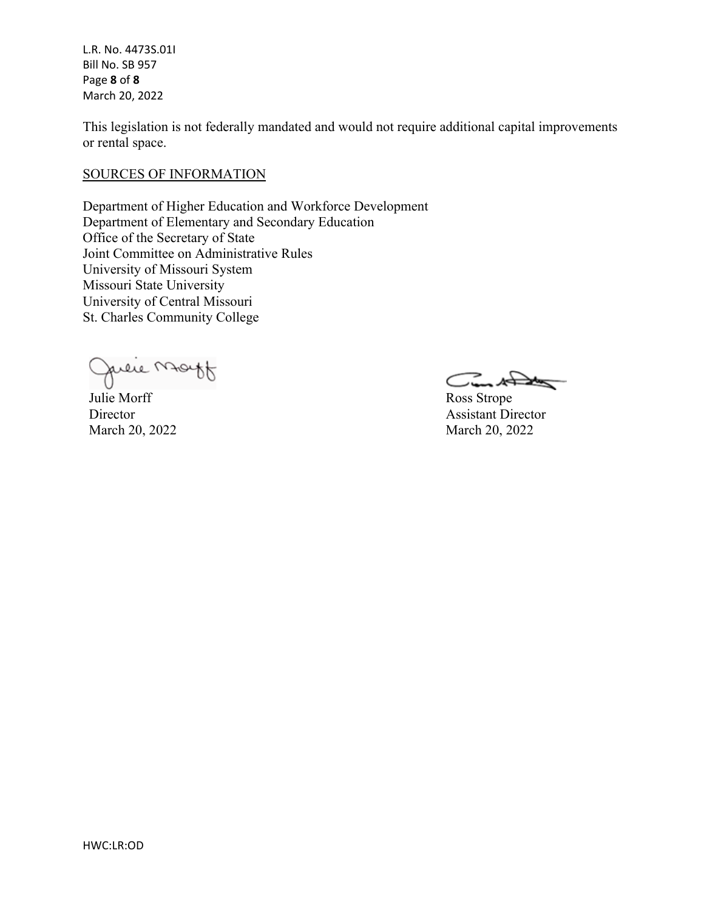This legislation is not federally mandated and would not require additional capital improvements or rental space.

SOURCES OF INFORMATION

Department of Higher Education and Workforce Development
Department of Elementary and Secondary Education
Office of the Secretary of State
Joint Committee on Administrative Rules
University of Missouri System
Missouri State University
University of Central Missouri
St. Charles Community College

Julie Morff
Director
March 20, 2022

Ross Strope
Assistant Director
March 20, 2022

HWC:LR:OD